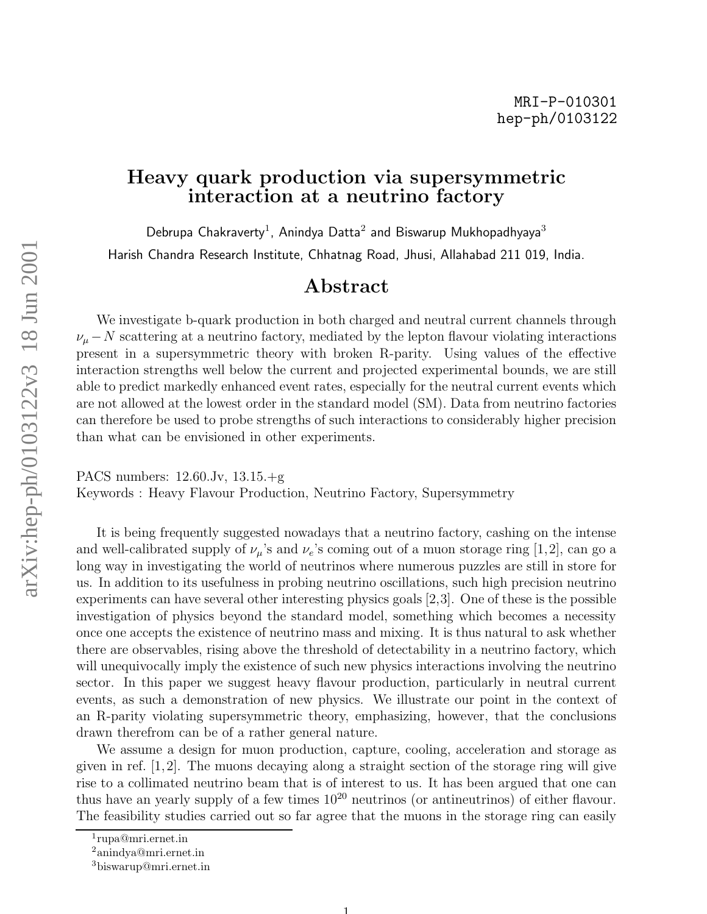MRI-P-010301
hep-ph/0103122

# Heavy quark production via supersymmetric interaction at a neutrino factory

Debrupa Chakraverty[1], Anindya Datta[2] and Biswarup Mukhopadhyaya[3]

Harish Chandra Research Institute, Chhatnag Road, Jhusi, Allahabad 211 019, India.

## Abstract

We investigate b-quark production in both charged and neutral current channels through $\nu_\mu - N$ scattering at a neutrino factory, mediated by the lepton flavour violating interactions present in a supersymmetric theory with broken R-parity. Using values of the effective interaction strengths well below the current and projected experimental bounds, we are still able to predict markedly enhanced event rates, especially for the neutral current events which are not allowed at the lowest order in the standard model (SM). Data from neutrino factories can therefore be used to probe strengths of such interactions to considerably higher precision than what can be envisioned in other experiments.

PACS numbers: 12.60.Jv, 13.15.+g
Keywords : Heavy Flavour Production, Neutrino Factory, Supersymmetry

It is being frequently suggested nowadays that a neutrino factory, cashing on the intense and well-calibrated supply of $\nu_\mu$'s and $\nu_e$'s coming out of a muon storage ring [1,2], can go a long way in investigating the world of neutrinos where numerous puzzles are still in store for us. In addition to its usefulness in probing neutrino oscillations, such high precision neutrino experiments can have several other interesting physics goals [2,3]. One of these is the possible investigation of physics beyond the standard model, something which becomes a necessity once one accepts the existence of neutrino mass and mixing. It is thus natural to ask whether there are observables, rising above the threshold of detectability in a neutrino factory, which will unequivocally imply the existence of such new physics interactions involving the neutrino sector. In this paper we suggest heavy flavour production, particularly in neutral current events, as such a demonstration of new physics. We illustrate our point in the context of an R-parity violating supersymmetric theory, emphasizing, however, that the conclusions drawn therefrom can be of a rather general nature.

We assume a design for muon production, capture, cooling, acceleration and storage as given in ref. [1,2]. The muons decaying along a straight section of the storage ring will give rise to a collimated neutrino beam that is of interest to us. It has been argued that one can thus have an yearly supply of a few times $10^{20}$ neutrinos (or antineutrinos) of either flavour. The feasibility studies carried out so far agree that the muons in the storage ring can easily

[1]rupa@mri.ernet.in
[2]anindya@mri.ernet.in
[3]biswarup@mri.ernet.in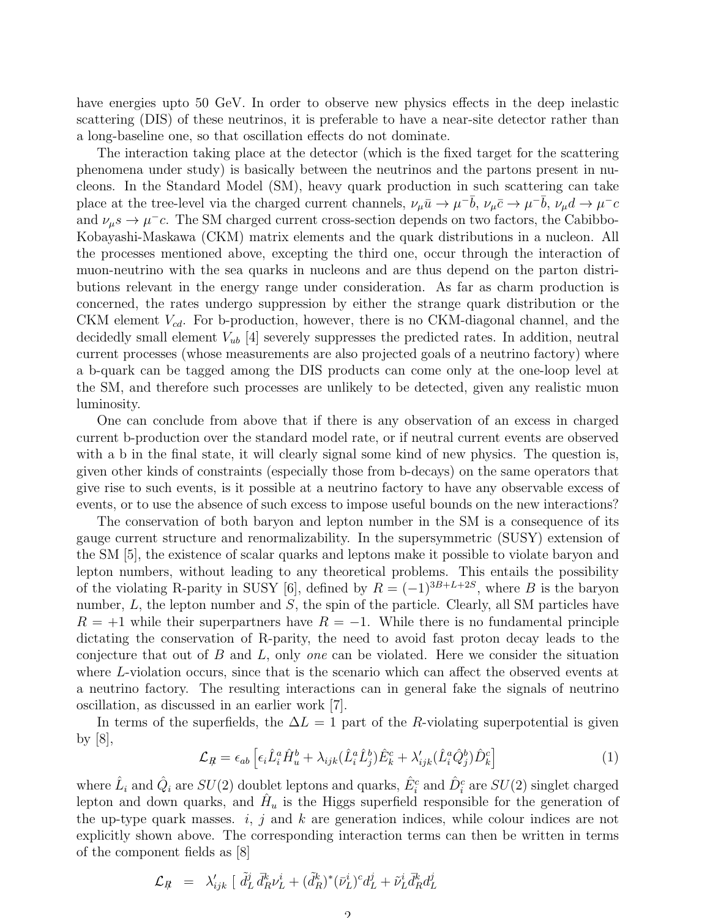have energies upto 50 GeV. In order to observe new physics effects in the deep inelastic scattering (DIS) of these neutrinos, it is preferable to have a near-site detector rather than a long-baseline one, so that oscillation effects do not dominate.

The interaction taking place at the detector (which is the fixed target for the scattering phenomena under study) is basically between the neutrinos and the partons present in nucleons. In the Standard Model (SM), heavy quark production in such scattering can take place at the tree-level via the charged current channels, $\nu_\mu \bar{u} \to \mu^- \bar{b}$, $\nu_\mu \bar{c} \to \mu^- \bar{b}$, $\nu_\mu d \to \mu^- c$ and $\nu_\mu s \to \mu^- c$. The SM charged current cross-section depends on two factors, the Cabibbo-Kobayashi-Maskawa (CKM) matrix elements and the quark distributions in a nucleon. All the processes mentioned above, excepting the third one, occur through the interaction of muon-neutrino with the sea quarks in nucleons and are thus depend on the parton distributions relevant in the energy range under consideration. As far as charm production is concerned, the rates undergo suppression by either the strange quark distribution or the CKM element $V_{cd}$. For b-production, however, there is no CKM-diagonal channel, and the decidedly small element $V_{ub}$ [4] severely suppresses the predicted rates. In addition, neutral current processes (whose measurements are also projected goals of a neutrino factory) where a b-quark can be tagged among the DIS products can come only at the one-loop level at the SM, and therefore such processes are unlikely to be detected, given any realistic muon luminosity.

One can conclude from above that if there is any observation of an excess in charged current b-production over the standard model rate, or if neutral current events are observed with a b in the final state, it will clearly signal some kind of new physics. The question is, given other kinds of constraints (especially those from b-decays) on the same operators that give rise to such events, is it possible at a neutrino factory to have any observable excess of events, or to use the absence of such excess to impose useful bounds on the new interactions?

The conservation of both baryon and lepton number in the SM is a consequence of its gauge current structure and renormalizability. In the supersymmetric (SUSY) extension of the SM [5], the existence of scalar quarks and leptons make it possible to violate baryon and lepton numbers, without leading to any theoretical problems. This entails the possibility of the violating R-parity in SUSY [6], defined by $R = (-1)^{3B+L+2S}$, where $B$ is the baryon number, $L$, the lepton number and $S$, the spin of the particle. Clearly, all SM particles have $R = +1$ while their superpartners have $R = -1$. While there is no fundamental principle dictating the conservation of R-parity, the need to avoid fast proton decay leads to the conjecture that out of $B$ and $L$, only *one* can be violated. Here we consider the situation where $L$-violation occurs, since that is the scenario which can affect the observed events at a neutrino factory. The resulting interactions can in general fake the signals of neutrino oscillation, as discussed in an earlier work [7].

In terms of the superfields, the $\Delta L = 1$ part of the $R$-violating superpotential is given by [8],

$$\mathcal{L}_{\not R} = \epsilon_{ab} \left[ \epsilon_i \hat{L}_i^a \hat{H}_u^b + \lambda_{ijk} (\hat{L}_i^a \hat{L}_j^b) \hat{E}_k^c + \lambda'_{ijk} (\hat{L}_i^a \hat{Q}_j^b) \hat{D}_k^c \right] \tag{1}$$

where $\hat{L}_i$ and $\hat{Q}_i$ are $SU(2)$ doublet leptons and quarks, $\hat{E}_i^c$ and $\hat{D}_i^c$ are $SU(2)$ singlet charged lepton and down quarks, and $\hat{H}_u$ is the Higgs superfield responsible for the generation of the up-type quark masses. $i$, $j$ and $k$ are generation indices, while colour indices are not explicitly shown above. The corresponding interaction terms can then be written in terms of the component fields as [8]

$$\mathcal{L}_{\not R} \;=\; \lambda'_{ijk} \,[\; \tilde{d}_L^j \, \bar{d}_R^k \nu_L^i + (\tilde{d}_R^k)^* (\bar{\nu}_L^i)^c d_L^j + \tilde{\nu}_L^i \bar{d}_R^k d_L^j$$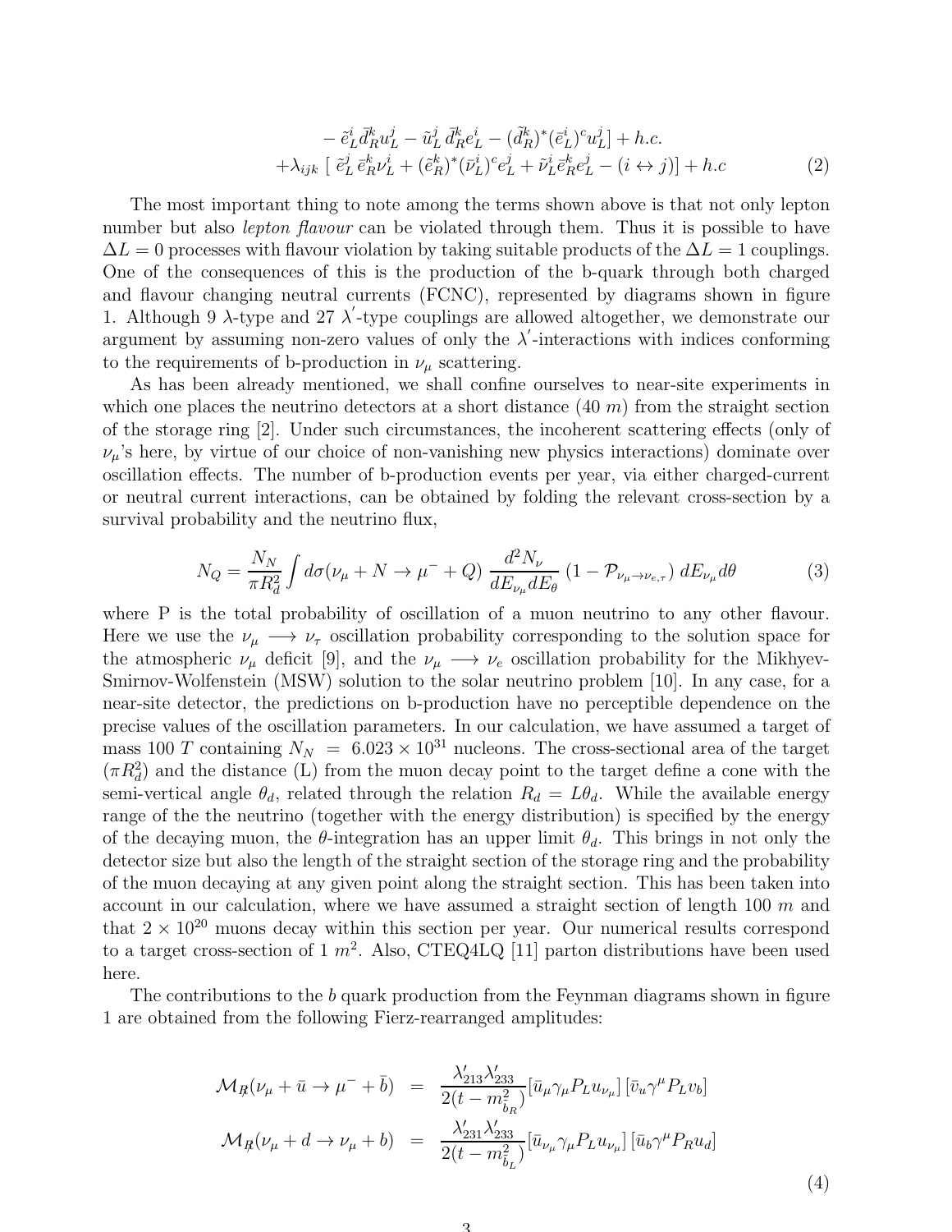$$
\begin{aligned}
&- \tilde{e}^i_L \bar{d}^k_R u^j_L - \tilde{u}^j_L \, \bar{d}^k_R e^i_L - (\tilde{d}^k_R)^* (\bar{e}^i_L)^c u^j_L] + h.c. \\
&+ \lambda_{ijk} \; [\; \tilde{e}^j_L \, \bar{e}^k_R \nu^i_L + (\tilde{e}^k_R)^* (\bar{\nu}^i_L)^c e^j_L + \tilde{\nu}^i_L \bar{e}^k_R e^j_L - (i \leftrightarrow j)] + h.c \qquad (2)
\end{aligned}
$$

The most important thing to note among the terms shown above is that not only lepton number but also *lepton flavour* can be violated through them. Thus it is possible to have $\Delta L = 0$ processes with flavour violation by taking suitable products of the $\Delta L = 1$ couplings. One of the consequences of this is the production of the b-quark through both charged and flavour changing neutral currents (FCNC), represented by diagrams shown in figure 1. Although 9 $\lambda$-type and 27 $\lambda'$-type couplings are allowed altogether, we demonstrate our argument by assuming non-zero values of only the $\lambda'$-interactions with indices conforming to the requirements of b-production in $\nu_\mu$ scattering.

As has been already mentioned, we shall confine ourselves to near-site experiments in which one places the neutrino detectors at a short distance (40 $m$) from the straight section of the storage ring [2]. Under such circumstances, the incoherent scattering effects (only of $\nu_\mu$'s here, by virtue of our choice of non-vanishing new physics interactions) dominate over oscillation effects. The number of b-production events per year, via either charged-current or neutral current interactions, can be obtained by folding the relevant cross-section by a survival probability and the neutrino flux,

$$
N_Q = \frac{N_N}{\pi R_d^2} \int d\sigma(\nu_\mu + N \to \mu^- + Q) \, \frac{d^2 N_\nu}{dE_{\nu_\mu} dE_\theta} \, (1 - \mathcal{P}_{\nu_\mu \to \nu_{e,\tau}}) \, dE_{\nu_\mu} d\theta \qquad (3)
$$

where P is the total probability of oscillation of a muon neutrino to any other flavour. Here we use the $\nu_\mu \longrightarrow \nu_\tau$ oscillation probability corresponding to the solution space for the atmospheric $\nu_\mu$ deficit [9], and the $\nu_\mu \longrightarrow \nu_e$ oscillation probability for the Mikhyev-Smirnov-Wolfenstein (MSW) solution to the solar neutrino problem [10]. In any case, for a near-site detector, the predictions on b-production have no perceptible dependence on the precise values of the oscillation parameters. In our calculation, we have assumed a target of mass 100 $T$ containing $N_N = 6.023 \times 10^{31}$ nucleons. The cross-sectional area of the target ($\pi R_d^2$) and the distance (L) from the muon decay point to the target define a cone with the semi-vertical angle $\theta_d$, related through the relation $R_d = L\theta_d$. While the available energy range of the the neutrino (together with the energy distribution) is specified by the energy of the decaying muon, the $\theta$-integration has an upper limit $\theta_d$. This brings in not only the detector size but also the length of the straight section of the storage ring and the probability of the muon decaying at any given point along the straight section. This has been taken into account in our calculation, where we have assumed a straight section of length 100 $m$ and that $2 \times 10^{20}$ muons decay within this section per year. Our numerical results correspond to a target cross-section of 1 $m^2$. Also, CTEQ4LQ [11] parton distributions have been used here.

The contributions to the $b$ quark production from the Feynman diagrams shown in figure 1 are obtained from the following Fierz-rearranged amplitudes:

$$
\begin{aligned}
\mathcal{M}_{R\!\!\!/}(\nu_\mu + \bar{u} \to \mu^- + \bar{b}) &= \frac{\lambda'_{213} \lambda'_{233}}{2(t - m^2_{\tilde{b}_R})} [\bar{u}_\mu \gamma_\mu P_L u_{\nu_\mu}] \, [\bar{v}_u \gamma^\mu P_L v_b] \\
\mathcal{M}_{R\!\!\!/}(\nu_\mu + d \to \nu_\mu + b) &= \frac{\lambda'_{231} \lambda'_{233}}{2(t - m^2_{\tilde{b}_L})} [\bar{u}_{\nu_\mu} \gamma_\mu P_L u_{\nu_\mu}] \, [\bar{u}_b \gamma^\mu P_R u_d]
\end{aligned}
\qquad (4)
$$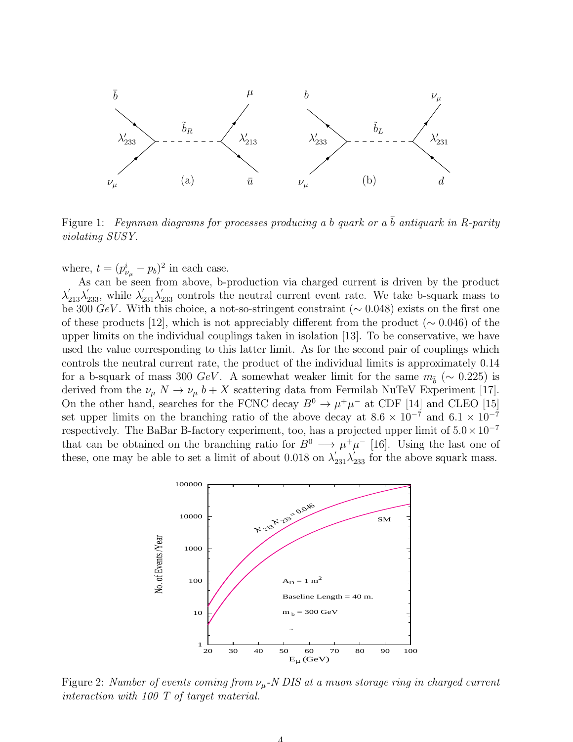Figure 1: *Feynman diagrams for processes producing a b quark or a $\bar{b}$ antiquark in R-parity violating SUSY.*

where, $t = (p^i_{\nu_\mu} - p_b)^2$ in each case.

As can be seen from above, b-production via charged current is driven by the product $\lambda^{'}_{213}\lambda^{'}_{233}$, while $\lambda^{'}_{231}\lambda^{'}_{233}$ controls the neutral current event rate. We take b-squark mass to be 300 $GeV$. With this choice, a not-so-stringent constraint ($\sim 0.048$) exists on the first one of these products [12], which is not appreciably different from the product ($\sim 0.046$) of the upper limits on the individual couplings taken in isolation [13]. To be conservative, we have used the value corresponding to this latter limit. As for the second pair of couplings which controls the neutral current rate, the product of the individual limits is approximately 0.14 for a b-squark of mass 300 $GeV$. A somewhat weaker limit for the same $m_{\tilde{b}}$ ($\sim 0.225$) is derived from the $\nu_\mu\, N \to \nu_\mu\, b + X$ scattering data from Fermilab NuTeV Experiment [17]. On the other hand, searches for the FCNC decay $B^0 \to \mu^+\mu^-$ at CDF [14] and CLEO [15] set upper limits on the branching ratio of the above decay at $8.6 \times 10^{-7}$ and $6.1 \times 10^{-7}$ respectively. The BaBar B-factory experiment, too, has a projected upper limit of $5.0 \times 10^{-7}$ that can be obtained on the branching ratio for $B^0 \longrightarrow \mu^+\mu^-$ [16]. Using the last one of these, one may be able to set a limit of about 0.018 on $\lambda^{'}_{231}\lambda^{'}_{233}$ for the above squark mass.

Figure 2: *Number of events coming from $\nu_\mu$-N DIS at a muon storage ring in charged current interaction with 100 T of target material.*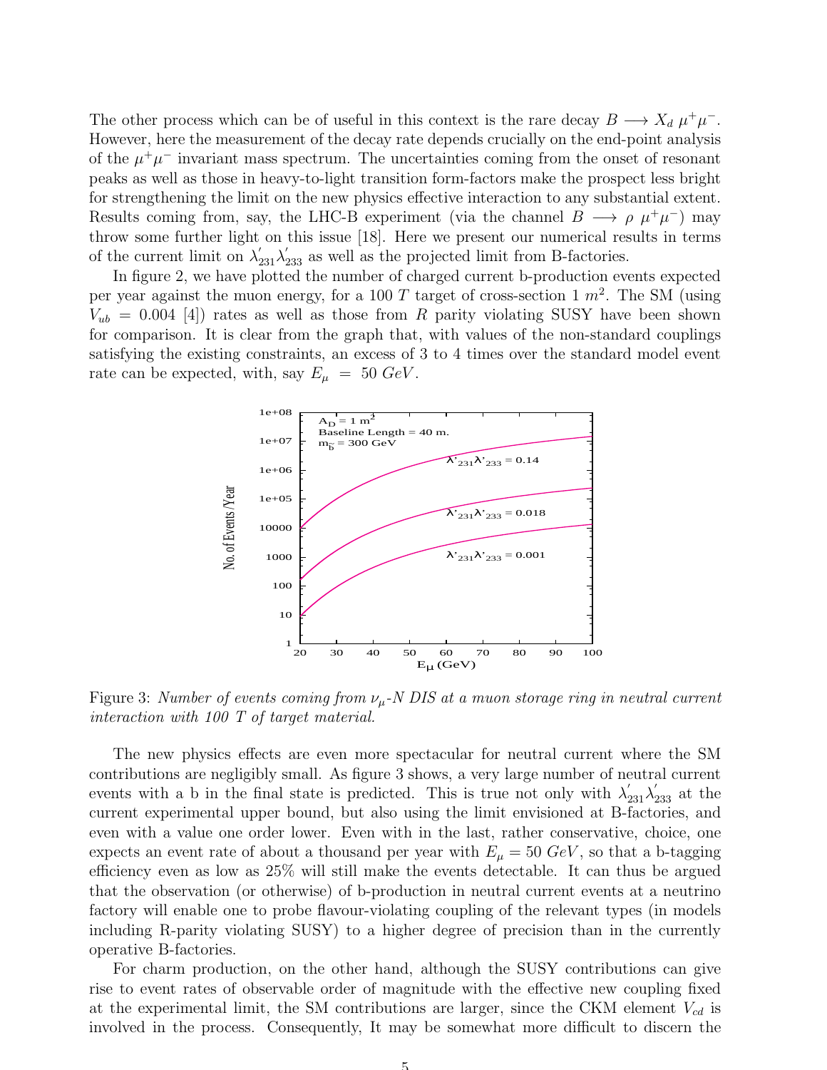The other process which can be of useful in this context is the rare decay $B \longrightarrow X_d\ \mu^+\mu^-$. However, here the measurement of the decay rate depends crucially on the end-point analysis of the $\mu^+\mu^-$ invariant mass spectrum. The uncertainties coming from the onset of resonant peaks as well as those in heavy-to-light transition form-factors make the prospect less bright for strengthening the limit on the new physics effective interaction to any substantial extent. Results coming from, say, the LHC-B experiment (via the channel $B \longrightarrow \rho\ \mu^+\mu^-$) may throw some further light on this issue [18]. Here we present our numerical results in terms of the current limit on $\lambda'_{231}\lambda'_{233}$ as well as the projected limit from B-factories.

In figure 2, we have plotted the number of charged current b-production events expected per year against the muon energy, for a 100 $T$ target of cross-section 1 $m^2$. The SM (using $V_{ub} = 0.004$ [4]) rates as well as those from $R$ parity violating SUSY have been shown for comparison. It is clear from the graph that, with values of the non-standard couplings satisfying the existing constraints, an excess of 3 to 4 times over the standard model event rate can be expected, with, say $E_\mu = 50\ GeV$.

Figure 3: *Number of events coming from $\nu_\mu$-N DIS at a muon storage ring in neutral current interaction with 100 T of target material.*

The new physics effects are even more spectacular for neutral current where the SM contributions are negligibly small. As figure 3 shows, a very large number of neutral current events with a b in the final state is predicted. This is true not only with $\lambda'_{231}\lambda'_{233}$ at the current experimental upper bound, but also using the limit envisioned at B-factories, and even with a value one order lower. Even with in the last, rather conservative, choice, one expects an event rate of about a thousand per year with $E_\mu = 50\ GeV$, so that a b-tagging efficiency even as low as 25% will still make the events detectable. It can thus be argued that the observation (or otherwise) of b-production in neutral current events at a neutrino factory will enable one to probe flavour-violating coupling of the relevant types (in models including R-parity violating SUSY) to a higher degree of precision than in the currently operative B-factories.

For charm production, on the other hand, although the SUSY contributions can give rise to event rates of observable order of magnitude with the effective new coupling fixed at the experimental limit, the SM contributions are larger, since the CKM element $V_{cd}$ is involved in the process. Consequently, It may be somewhat more difficult to discern the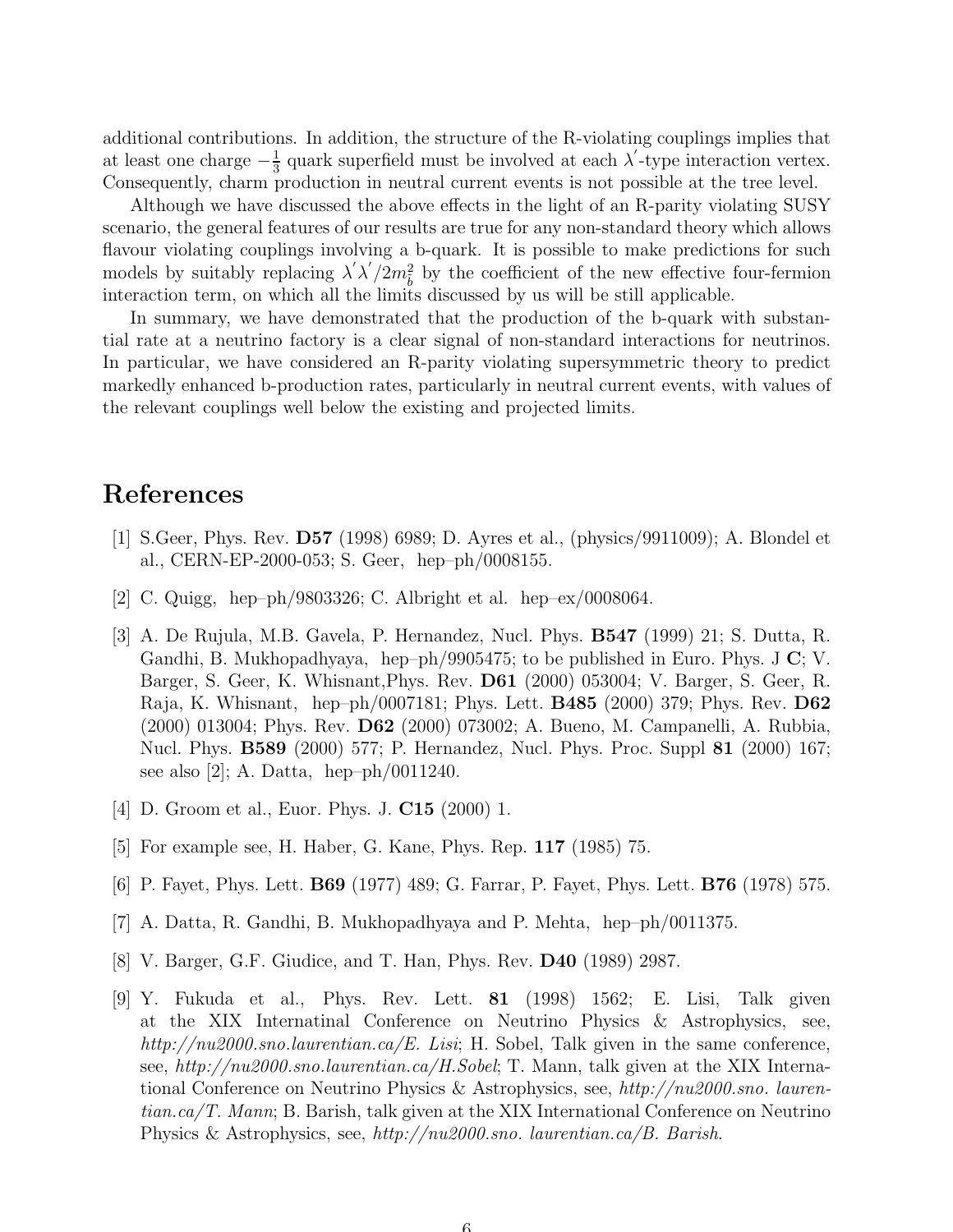additional contributions. In addition, the structure of the R-violating couplings implies that at least one charge $-\frac{1}{3}$ quark superfield must be involved at each $\lambda^{'}$-type interaction vertex. Consequently, charm production in neutral current events is not possible at the tree level.

Although we have discussed the above effects in the light of an R-parity violating SUSY scenario, the general features of our results are true for any non-standard theory which allows flavour violating couplings involving a b-quark. It is possible to make predictions for such models by suitably replacing $\lambda^{'}\lambda^{'}/2m_{\tilde{b}}^2$ by the coefficient of the new effective four-fermion interaction term, on which all the limits discussed by us will be still applicable.

In summary, we have demonstrated that the production of the b-quark with substantial rate at a neutrino factory is a clear signal of non-standard interactions for neutrinos. In particular, we have considered an R-parity violating supersymmetric theory to predict markedly enhanced b-production rates, particularly in neutral current events, with values of the relevant couplings well below the existing and projected limits.

# References

[1] S.Geer, Phys. Rev. **D57** (1998) 6989; D. Ayres et al., (physics/9911009); A. Blondel et al., CERN-EP-2000-053; S. Geer, hep–ph/0008155.

[2] C. Quigg, hep–ph/9803326; C. Albright et al. hep–ex/0008064.

[3] A. De Rujula, M.B. Gavela, P. Hernandez, Nucl. Phys. **B547** (1999) 21; S. Dutta, R. Gandhi, B. Mukhopadhyaya, hep–ph/9905475; to be published in Euro. Phys. J **C**; V. Barger, S. Geer, K. Whisnant,Phys. Rev. **D61** (2000) 053004; V. Barger, S. Geer, R. Raja, K. Whisnant, hep–ph/0007181; Phys. Lett. **B485** (2000) 379; Phys. Rev. **D62** (2000) 013004; Phys. Rev. **D62** (2000) 073002; A. Bueno, M. Campanelli, A. Rubbia, Nucl. Phys. **B589** (2000) 577; P. Hernandez, Nucl. Phys. Proc. Suppl **81** (2000) 167; see also [2]; A. Datta, hep–ph/0011240.

[4] D. Groom et al., Euor. Phys. J. **C15** (2000) 1.

[5] For example see, H. Haber, G. Kane, Phys. Rep. **117** (1985) 75.

[6] P. Fayet, Phys. Lett. **B69** (1977) 489; G. Farrar, P. Fayet, Phys. Lett. **B76** (1978) 575.

[7] A. Datta, R. Gandhi, B. Mukhopadhyaya and P. Mehta, hep–ph/0011375.

[8] V. Barger, G.F. Giudice, and T. Han, Phys. Rev. **D40** (1989) 2987.

[9] Y. Fukuda et al., Phys. Rev. Lett. **81** (1998) 1562; E. Lisi, Talk given at the XIX Internatinal Conference on Neutrino Physics & Astrophysics, see, *http://nu2000.sno.laurentian.ca/E. Lisi*; H. Sobel, Talk given in the same conference, see, *http://nu2000.sno.laurentian.ca/H.Sobel*; T. Mann, talk given at the XIX International Conference on Neutrino Physics & Astrophysics, see, *http://nu2000.sno. laurentian.ca/T. Mann*; B. Barish, talk given at the XIX International Conference on Neutrino Physics & Astrophysics, see, *http://nu2000.sno. laurentian.ca/B. Barish*.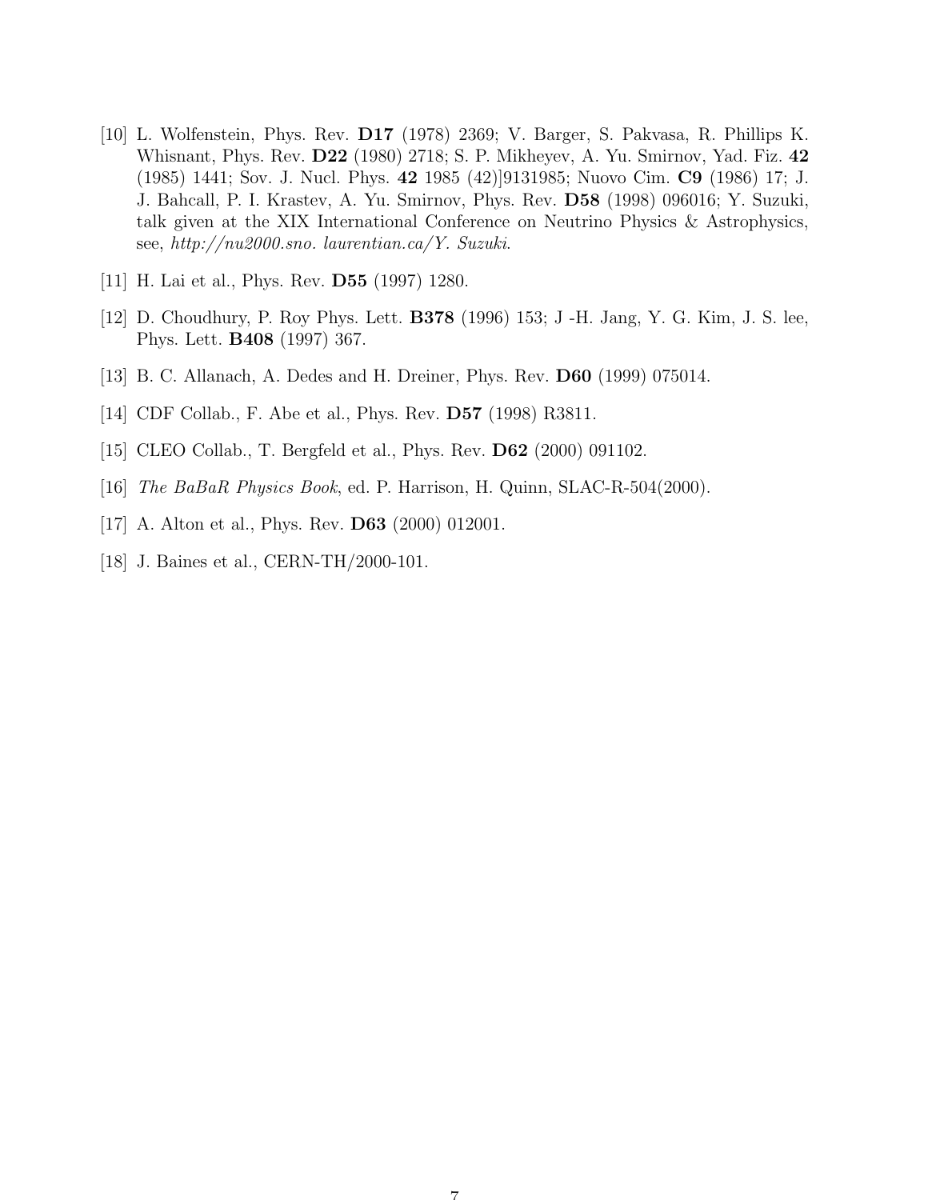[10] L. Wolfenstein, Phys. Rev. **D17** (1978) 2369; V. Barger, S. Pakvasa, R. Phillips K. Whisnant, Phys. Rev. **D22** (1980) 2718; S. P. Mikheyev, A. Yu. Smirnov, Yad. Fiz. **42** (1985) 1441; Sov. J. Nucl. Phys. **42** 1985 (42)]9131985; Nuovo Cim. **C9** (1986) 17; J. J. Bahcall, P. I. Krastev, A. Yu. Smirnov, Phys. Rev. **D58** (1998) 096016; Y. Suzuki, talk given at the XIX International Conference on Neutrino Physics & Astrophysics, see, *http://nu2000.sno. laurentian.ca/Y. Suzuki*.

[11] H. Lai et al., Phys. Rev. **D55** (1997) 1280.

[12] D. Choudhury, P. Roy Phys. Lett. **B378** (1996) 153; J -H. Jang, Y. G. Kim, J. S. lee, Phys. Lett. **B408** (1997) 367.

[13] B. C. Allanach, A. Dedes and H. Dreiner, Phys. Rev. **D60** (1999) 075014.

[14] CDF Collab., F. Abe et al., Phys. Rev. **D57** (1998) R3811.

[15] CLEO Collab., T. Bergfeld et al., Phys. Rev. **D62** (2000) 091102.

[16] *The BaBaR Physics Book*, ed. P. Harrison, H. Quinn, SLAC-R-504(2000).

[17] A. Alton et al., Phys. Rev. **D63** (2000) 012001.

[18] J. Baines et al., CERN-TH/2000-101.